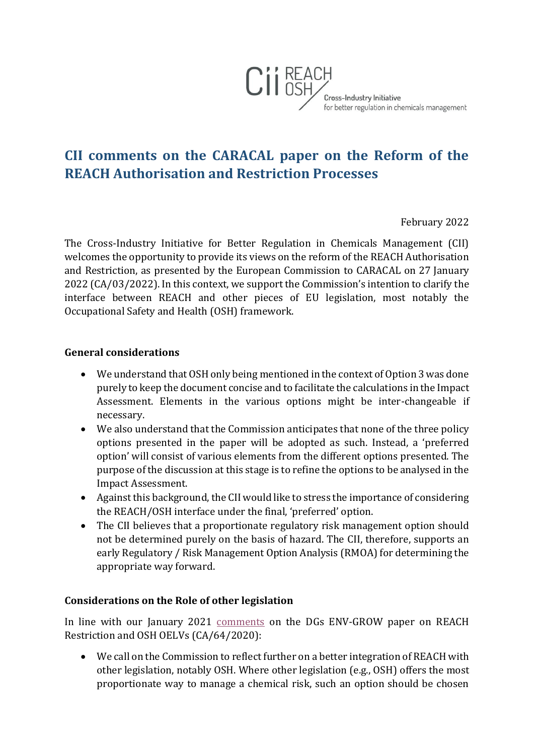# CII comments on the CARACAL paper on the Reform of the REACH Authorisation and Restriction Processes

February 2022

The Cross-Industry Initiative for Better Regulation in Chemicals Management (CII) welcomes the opportunity to provide its views on the reform of the REACH Authorisation and Restriction, as presented by the European Commission to CARACAL on 27 January 2022 (CA/03/2022). In this context, we support the Commission's intention to clarify the interface between REACH and other pieces of EU legislation, most notably the Occupational Safety and Health (OSH) framework.

**General considerations**

- We understand that OSH only being mentioned in the context of Option 3 was done purely to keep the document concise and to facilitate the calculations in the Impact Assessment. Elements in the various options might be inter-changeable if necessary.
- We also understand that the Commission anticipates that none of the three policy options presented in the paper will be adopted as such. Instead, a 'preferred option' will consist of various elements from the different options presented. The purpose of the discussion at this stage is to refine the options to be analysed in the Impact Assessment.
- Against this background, the CII would like to stress the importance of considering the REACH/OSH interface under the final, 'preferred' option.
- The CII believes that a proportionate regulatory risk management option should not be determined purely on the basis of hazard. The CII, therefore, supports an early Regulatory / Risk Management Option Analysis (RMOA) for determining the appropriate way forward.

**Considerations on the Role of other legislation**

In line with our January 2021 comments on the DGs ENV-GROW paper on REACH Restriction and OSH OELVs (CA/64/2020):

- We call on the Commission to reflect further on a better integration of REACH with other legislation, notably OSH. Where other legislation (e.g., OSH) offers the most proportionate way to manage a chemical risk, such an option should be chosen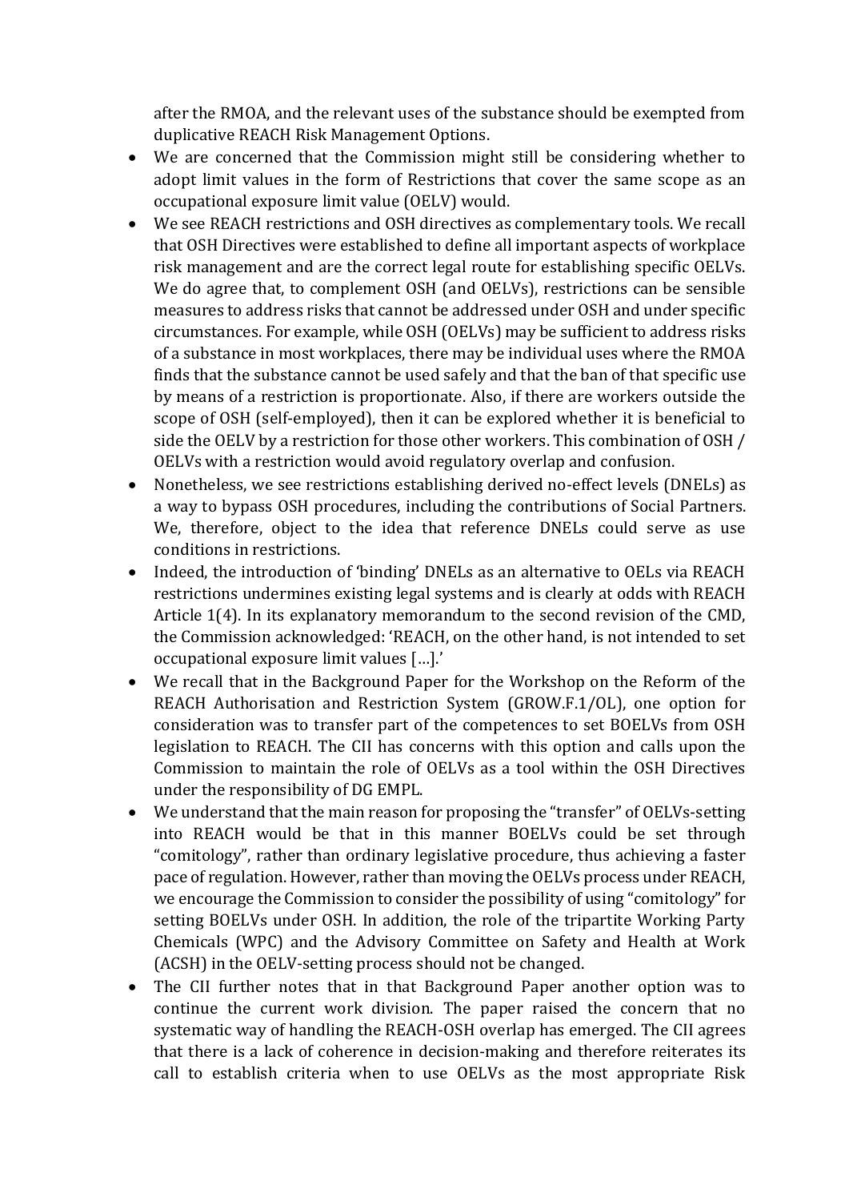after the RMOA, and the relevant uses of the substance should be exempted from duplicative REACH Risk Management Options.

- We are concerned that the Commission might still be considering whether to adopt limit values in the form of Restrictions that cover the same scope as an occupational exposure limit value (OELV) would.
- We see REACH restrictions and OSH directives as complementary tools. We recall that OSH Directives were established to define all important aspects of workplace risk management and are the correct legal route for establishing specific OELVs. We do agree that, to complement OSH (and OELVs), restrictions can be sensible measures to address risks that cannot be addressed under OSH and under specific circumstances. For example, while OSH (OELVs) may be sufficient to address risks of a substance in most workplaces, there may be individual uses where the RMOA finds that the substance cannot be used safely and that the ban of that specific use by means of a restriction is proportionate. Also, if there are workers outside the scope of OSH (self-employed), then it can be explored whether it is beneficial to side the OELV by a restriction for those other workers. This combination of OSH / OELVs with a restriction would avoid regulatory overlap and confusion.
- Nonetheless, we see restrictions establishing derived no-effect levels (DNELs) as a way to bypass OSH procedures, including the contributions of Social Partners. We, therefore, object to the idea that reference DNELs could serve as use conditions in restrictions.
- Indeed, the introduction of 'binding' DNELs as an alternative to OELs via REACH restrictions undermines existing legal systems and is clearly at odds with REACH Article 1(4). In its explanatory memorandum to the second revision of the CMD, the Commission acknowledged: 'REACH, on the other hand, is not intended to set occupational exposure limit values […].'
- We recall that in the Background Paper for the Workshop on the Reform of the REACH Authorisation and Restriction System (GROW.F.1/OL), one option for consideration was to transfer part of the competences to set BOELVs from OSH legislation to REACH. The CII has concerns with this option and calls upon the Commission to maintain the role of OELVs as a tool within the OSH Directives under the responsibility of DG EMPL.
- We understand that the main reason for proposing the "transfer" of OELVs-setting into REACH would be that in this manner BOELVs could be set through "comitology", rather than ordinary legislative procedure, thus achieving a faster pace of regulation. However, rather than moving the OELVs process under REACH, we encourage the Commission to consider the possibility of using "comitology" for setting BOELVs under OSH. In addition, the role of the tripartite Working Party Chemicals (WPC) and the Advisory Committee on Safety and Health at Work (ACSH) in the OELV-setting process should not be changed.
- The CII further notes that in that Background Paper another option was to continue the current work division. The paper raised the concern that no systematic way of handling the REACH-OSH overlap has emerged. The CII agrees that there is a lack of coherence in decision-making and therefore reiterates its call to establish criteria when to use OELVs as the most appropriate Risk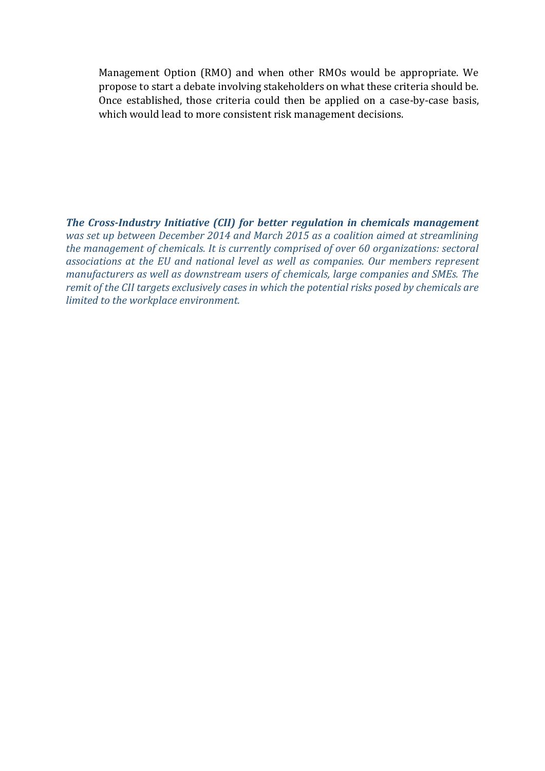Management Option (RMO) and when other RMOs would be appropriate. We propose to start a debate involving stakeholders on what these criteria should be. Once established, those criteria could then be applied on a case-by-case basis, which would lead to more consistent risk management decisions.

***The Cross-Industry Initiative (CII) for better regulation in chemicals management*** *was set up between December 2014 and March 2015 as a coalition aimed at streamlining the management of chemicals. It is currently comprised of over 60 organizations: sectoral associations at the EU and national level as well as companies. Our members represent manufacturers as well as downstream users of chemicals, large companies and SMEs. The remit of the CII targets exclusively cases in which the potential risks posed by chemicals are limited to the workplace environment.*